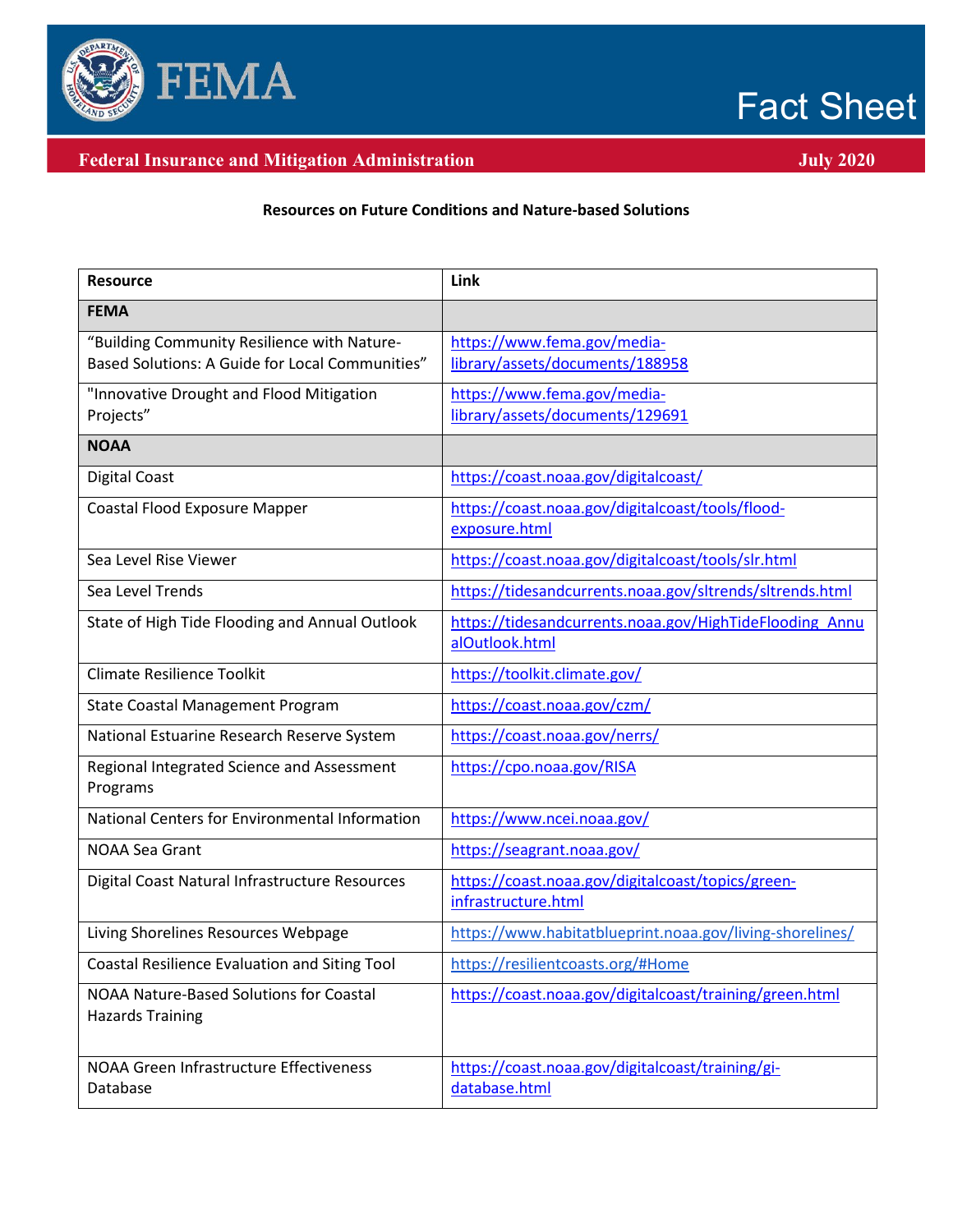# FEMA Fact Sheet

**Federal Insurance and Mitigation Administration** — **July 2020**

## Resources on Future Conditions and Nature-based Solutions

| Resource | Link |
|---|---|
| **FEMA** | |
| "Building Community Resilience with Nature-Based Solutions: A Guide for Local Communities" | https://www.fema.gov/media-library/assets/documents/188958 |
| "Innovative Drought and Flood Mitigation Projects" | https://www.fema.gov/media-library/assets/documents/129691 |
| **NOAA** | |
| Digital Coast | https://coast.noaa.gov/digitalcoast/ |
| Coastal Flood Exposure Mapper | https://coast.noaa.gov/digitalcoast/tools/flood-exposure.html |
| Sea Level Rise Viewer | https://coast.noaa.gov/digitalcoast/tools/slr.html |
| Sea Level Trends | https://tidesandcurrents.noaa.gov/sltrends/sltrends.html |
| State of High Tide Flooding and Annual Outlook | https://tidesandcurrents.noaa.gov/HighTideFlooding_AnnualOutlook.html |
| Climate Resilience Toolkit | https://toolkit.climate.gov/ |
| State Coastal Management Program | https://coast.noaa.gov/czm/ |
| National Estuarine Research Reserve System | https://coast.noaa.gov/nerrs/ |
| Regional Integrated Science and Assessment Programs | https://cpo.noaa.gov/RISA |
| National Centers for Environmental Information | https://www.ncei.noaa.gov/ |
| NOAA Sea Grant | https://seagrant.noaa.gov/ |
| Digital Coast Natural Infrastructure Resources | https://coast.noaa.gov/digitalcoast/topics/green-infrastructure.html |
| Living Shorelines Resources Webpage | https://www.habitatblueprint.noaa.gov/living-shorelines/ |
| Coastal Resilience Evaluation and Siting Tool | https://resilientcoasts.org/#Home |
| NOAA Nature-Based Solutions for Coastal Hazards Training | https://coast.noaa.gov/digitalcoast/training/green.html |
| NOAA Green Infrastructure Effectiveness Database | https://coast.noaa.gov/digitalcoast/training/gi-database.html |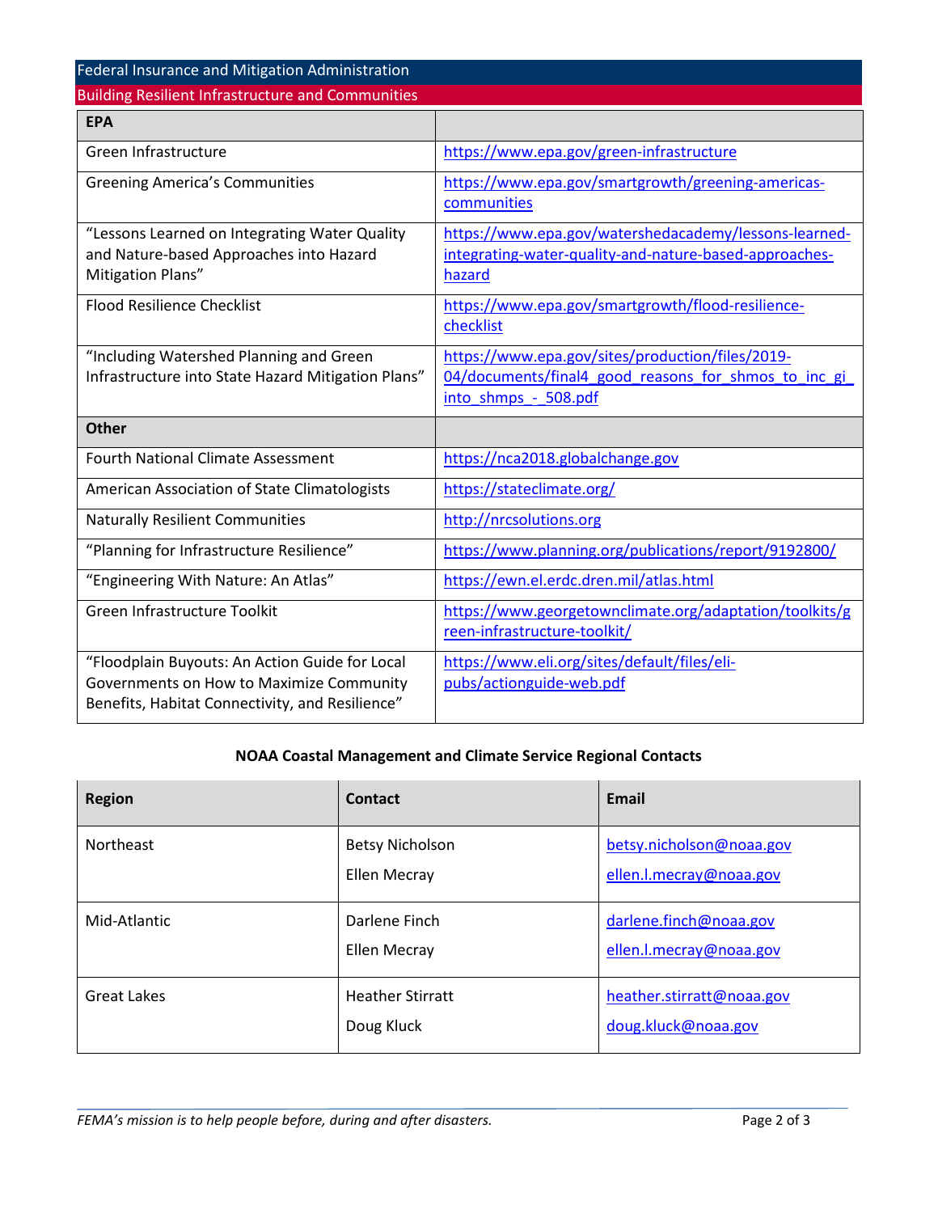| EPA | |
|---|---|
| Green Infrastructure | https://www.epa.gov/green-infrastructure |
| Greening America's Communities | https://www.epa.gov/smartgrowth/greening-americas-communities |
| "Lessons Learned on Integrating Water Quality and Nature-based Approaches into Hazard Mitigation Plans" | https://www.epa.gov/watershedacademy/lessons-learned-integrating-water-quality-and-nature-based-approaches-hazard |
| Flood Resilience Checklist | https://www.epa.gov/smartgrowth/flood-resilience-checklist |
| "Including Watershed Planning and Green Infrastructure into State Hazard Mitigation Plans" | https://www.epa.gov/sites/production/files/2019-04/documents/final4_good_reasons_for_shmos_to_inc_gi_into_shmps_-_508.pdf |
| **Other** | |
| Fourth National Climate Assessment | https://nca2018.globalchange.gov |
| American Association of State Climatologists | https://stateclimate.org/ |
| Naturally Resilient Communities | http://nrcsolutions.org |
| "Planning for Infrastructure Resilience" | https://www.planning.org/publications/report/9192800/ |
| "Engineering With Nature: An Atlas" | https://ewn.el.erdc.dren.mil/atlas.html |
| Green Infrastructure Toolkit | https://www.georgetownclimate.org/adaptation/toolkits/green-infrastructure-toolkit/ |
| "Floodplain Buyouts: An Action Guide for Local Governments on How to Maximize Community Benefits, Habitat Connectivity, and Resilience" | https://www.eli.org/sites/default/files/eli-pubs/actionguide-web.pdf |

**NOAA Coastal Management and Climate Service Regional Contacts**

| Region | Contact | Email |
|---|---|---|
| Northeast | Betsy Nicholson<br>Ellen Mecray | betsy.nicholson@noaa.gov<br>ellen.l.mecray@noaa.gov |
| Mid-Atlantic | Darlene Finch<br>Ellen Mecray | darlene.finch@noaa.gov<br>ellen.l.mecray@noaa.gov |
| Great Lakes | Heather Stirratt<br>Doug Kluck | heather.stirratt@noaa.gov<br>doug.kluck@noaa.gov |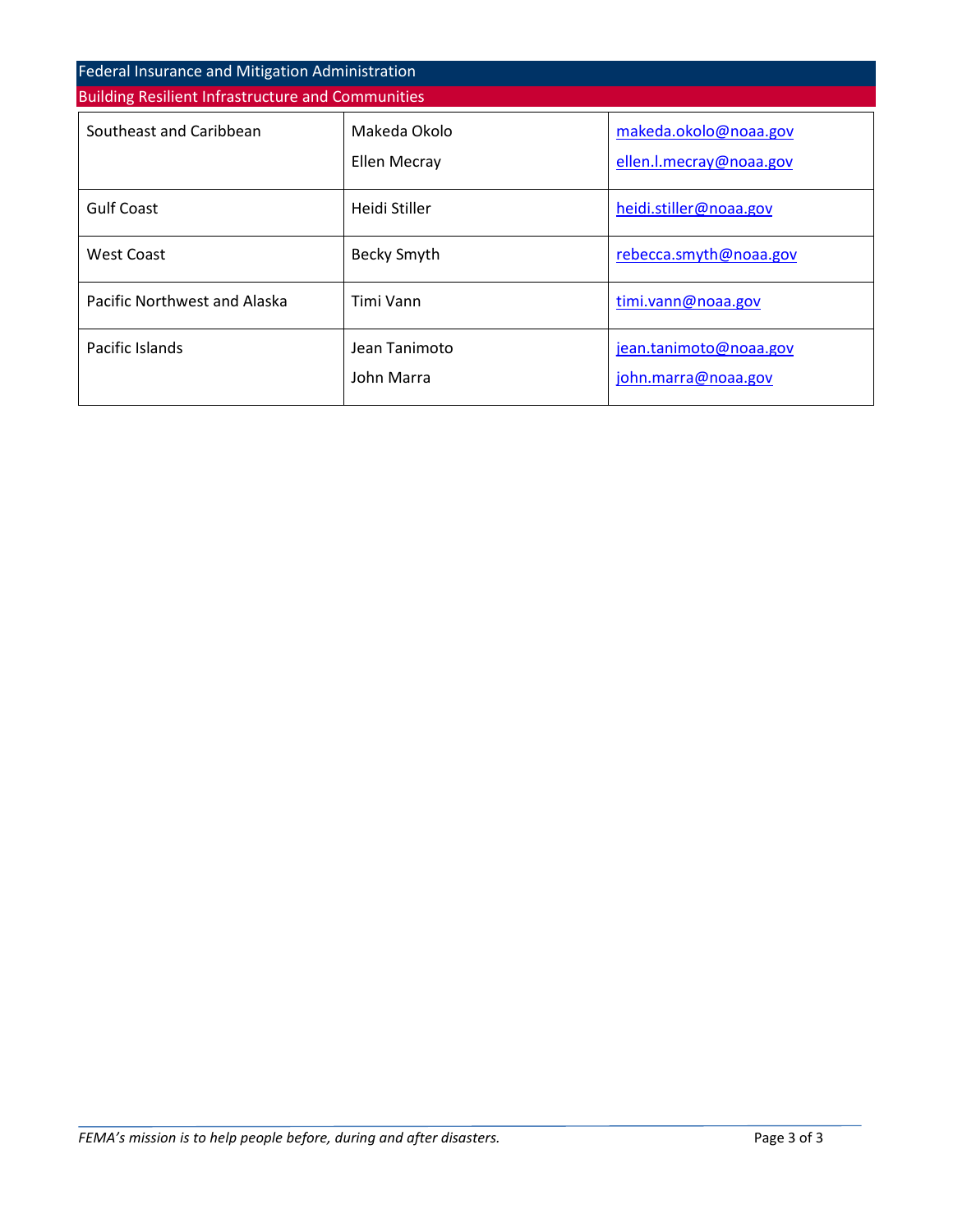| | | |
|---|---|---|
| Southeast and Caribbean | Makeda Okolo<br>Ellen Mecray | makeda.okolo@noaa.gov<br>ellen.l.mecray@noaa.gov |
| Gulf Coast | Heidi Stiller | heidi.stiller@noaa.gov |
| West Coast | Becky Smyth | rebecca.smyth@noaa.gov |
| Pacific Northwest and Alaska | Timi Vann | timi.vann@noaa.gov |
| Pacific Islands | Jean Tanimoto<br>John Marra | jean.tanimoto@noaa.gov<br>john.marra@noaa.gov |